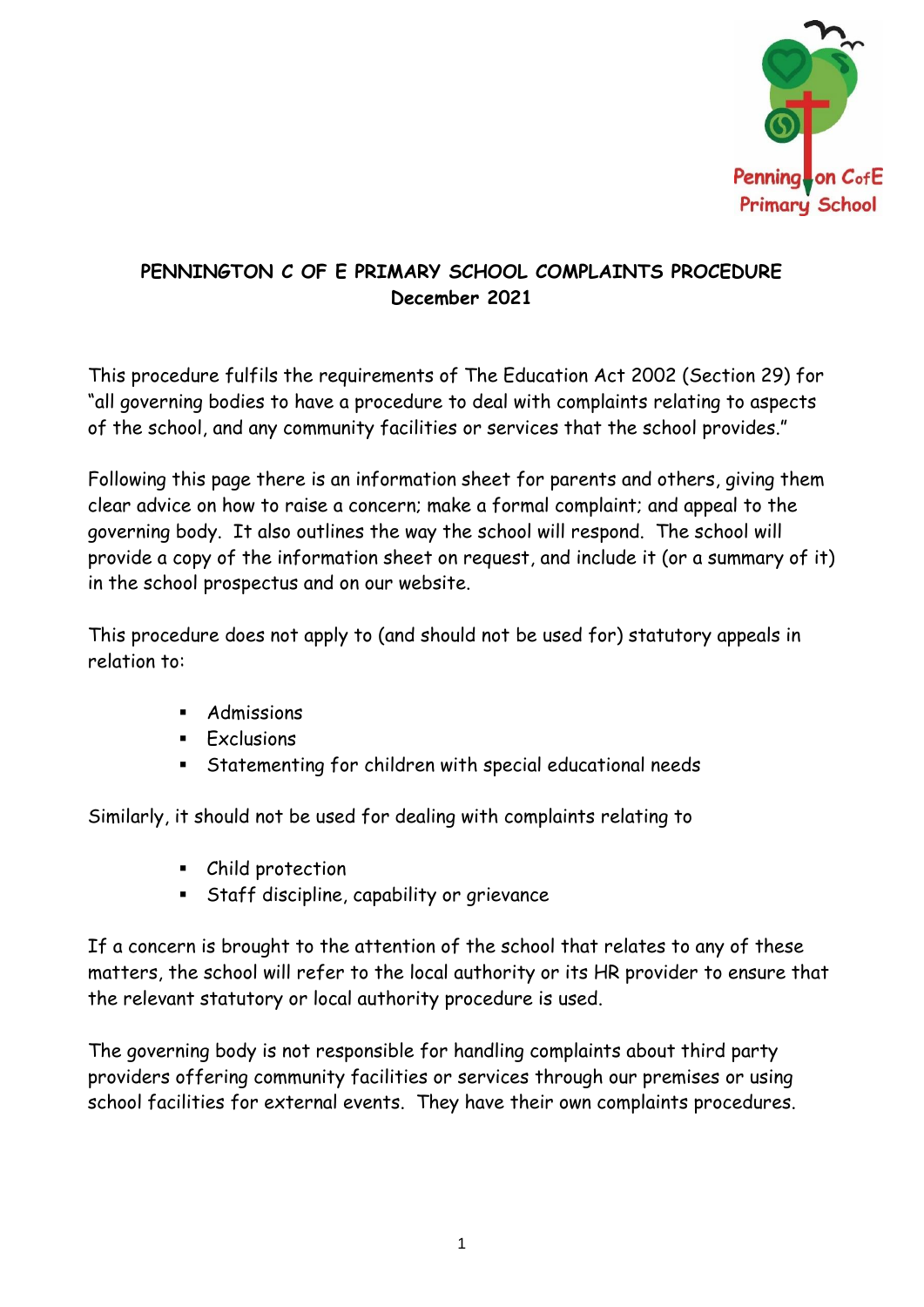# PENNINGTON C OF E PRIMARY SCHOOL COMPLAINTS PROCEDURE

**December 2021**

This procedure fulfils the requirements of The Education Act 2002 (Section 29) for "all governing bodies to have a procedure to deal with complaints relating to aspects of the school, and any community facilities or services that the school provides."

Following this page there is an information sheet for parents and others, giving them clear advice on how to raise a concern; make a formal complaint; and appeal to the governing body. It also outlines the way the school will respond. The school will provide a copy of the information sheet on request, and include it (or a summary of it) in the school prospectus and on our website.

This procedure does not apply to (and should not be used for) statutory appeals in relation to:

- Admissions
- Exclusions
- Statementing for children with special educational needs

Similarly, it should not be used for dealing with complaints relating to

- Child protection
- Staff discipline, capability or grievance

If a concern is brought to the attention of the school that relates to any of these matters, the school will refer to the local authority or its HR provider to ensure that the relevant statutory or local authority procedure is used.

The governing body is not responsible for handling complaints about third party providers offering community facilities or services through our premises or using school facilities for external events. They have their own complaints procedures.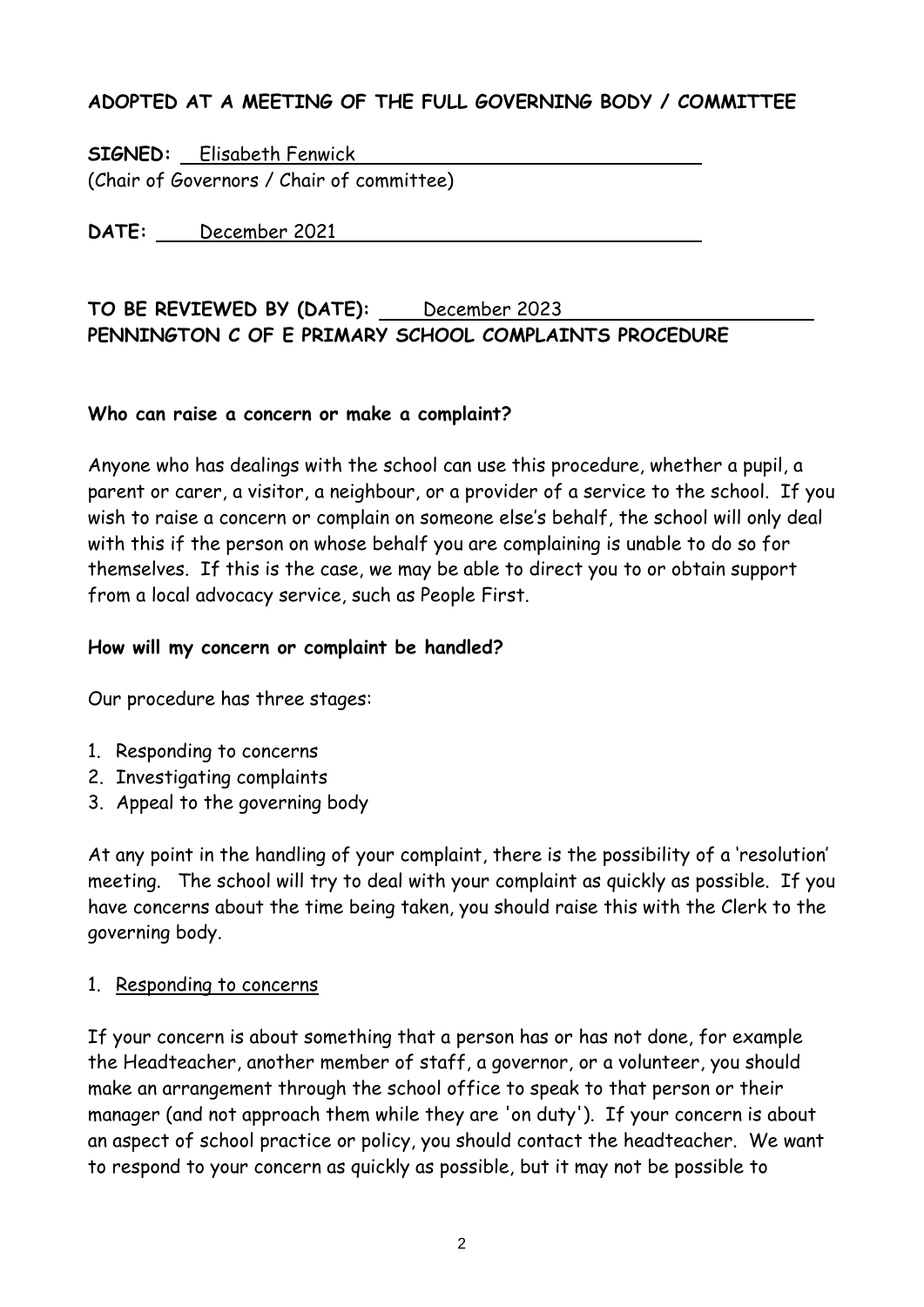**ADOPTED AT A MEETING OF THE FULL GOVERNING BODY / COMMITTEE**

**SIGNED:** Elisabeth Fenwick
(Chair of Governors / Chair of committee)

**DATE:** December 2021

**TO BE REVIEWED BY (DATE):** December 2023

**PENNINGTON C OF E PRIMARY SCHOOL COMPLAINTS PROCEDURE**

**Who can raise a concern or make a complaint?**

Anyone who has dealings with the school can use this procedure, whether a pupil, a parent or carer, a visitor, a neighbour, or a provider of a service to the school. If you wish to raise a concern or complain on someone else's behalf, the school will only deal with this if the person on whose behalf you are complaining is unable to do so for themselves. If this is the case, we may be able to direct you to or obtain support from a local advocacy service, such as People First.

**How will my concern or complaint be handled?**

Our procedure has three stages:

1. Responding to concerns
2. Investigating complaints
3. Appeal to the governing body

At any point in the handling of your complaint, there is the possibility of a 'resolution' meeting. The school will try to deal with your complaint as quickly as possible. If you have concerns about the time being taken, you should raise this with the Clerk to the governing body.

1. Responding to concerns

If your concern is about something that a person has or has not done, for example the Headteacher, another member of staff, a governor, or a volunteer, you should make an arrangement through the school office to speak to that person or their manager (and not approach them while they are 'on duty'). If your concern is about an aspect of school practice or policy, you should contact the headteacher. We want to respond to your concern as quickly as possible, but it may not be possible to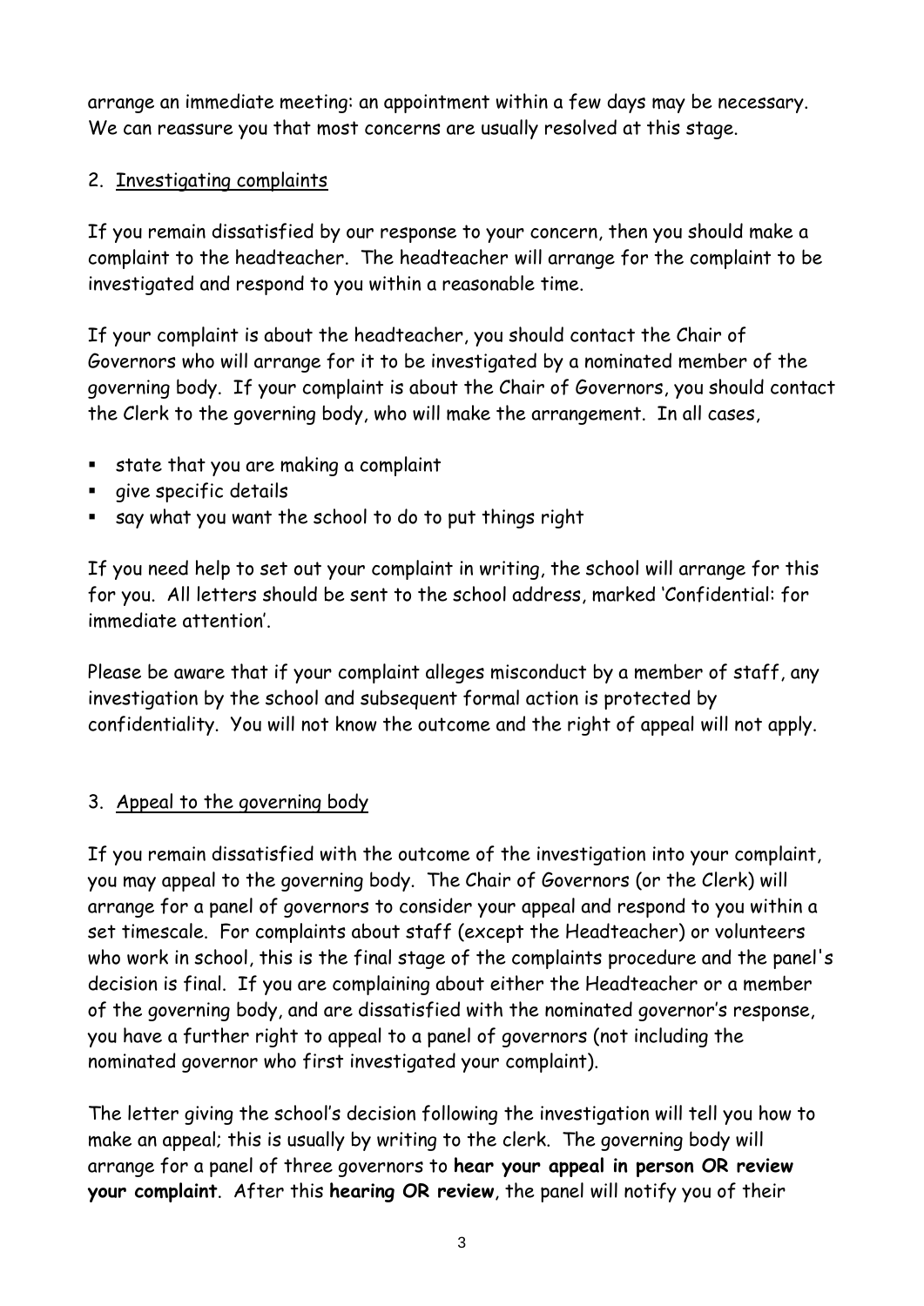arrange an immediate meeting: an appointment within a few days may be necessary. We can reassure you that most concerns are usually resolved at this stage.

## 2. Investigating complaints

If you remain dissatisfied by our response to your concern, then you should make a complaint to the headteacher. The headteacher will arrange for the complaint to be investigated and respond to you within a reasonable time.

If your complaint is about the headteacher, you should contact the Chair of Governors who will arrange for it to be investigated by a nominated member of the governing body. If your complaint is about the Chair of Governors, you should contact the Clerk to the governing body, who will make the arrangement. In all cases,

- state that you are making a complaint
- give specific details
- say what you want the school to do to put things right

If you need help to set out your complaint in writing, the school will arrange for this for you. All letters should be sent to the school address, marked 'Confidential: for immediate attention'.

Please be aware that if your complaint alleges misconduct by a member of staff, any investigation by the school and subsequent formal action is protected by confidentiality. You will not know the outcome and the right of appeal will not apply.

## 3. Appeal to the governing body

If you remain dissatisfied with the outcome of the investigation into your complaint, you may appeal to the governing body. The Chair of Governors (or the Clerk) will arrange for a panel of governors to consider your appeal and respond to you within a set timescale. For complaints about staff (except the Headteacher) or volunteers who work in school, this is the final stage of the complaints procedure and the panel's decision is final. If you are complaining about either the Headteacher or a member of the governing body, and are dissatisfied with the nominated governor's response, you have a further right to appeal to a panel of governors (not including the nominated governor who first investigated your complaint).

The letter giving the school's decision following the investigation will tell you how to make an appeal; this is usually by writing to the clerk. The governing body will arrange for a panel of three governors to **hear your appeal in person OR review your complaint**. After this **hearing OR review**, the panel will notify you of their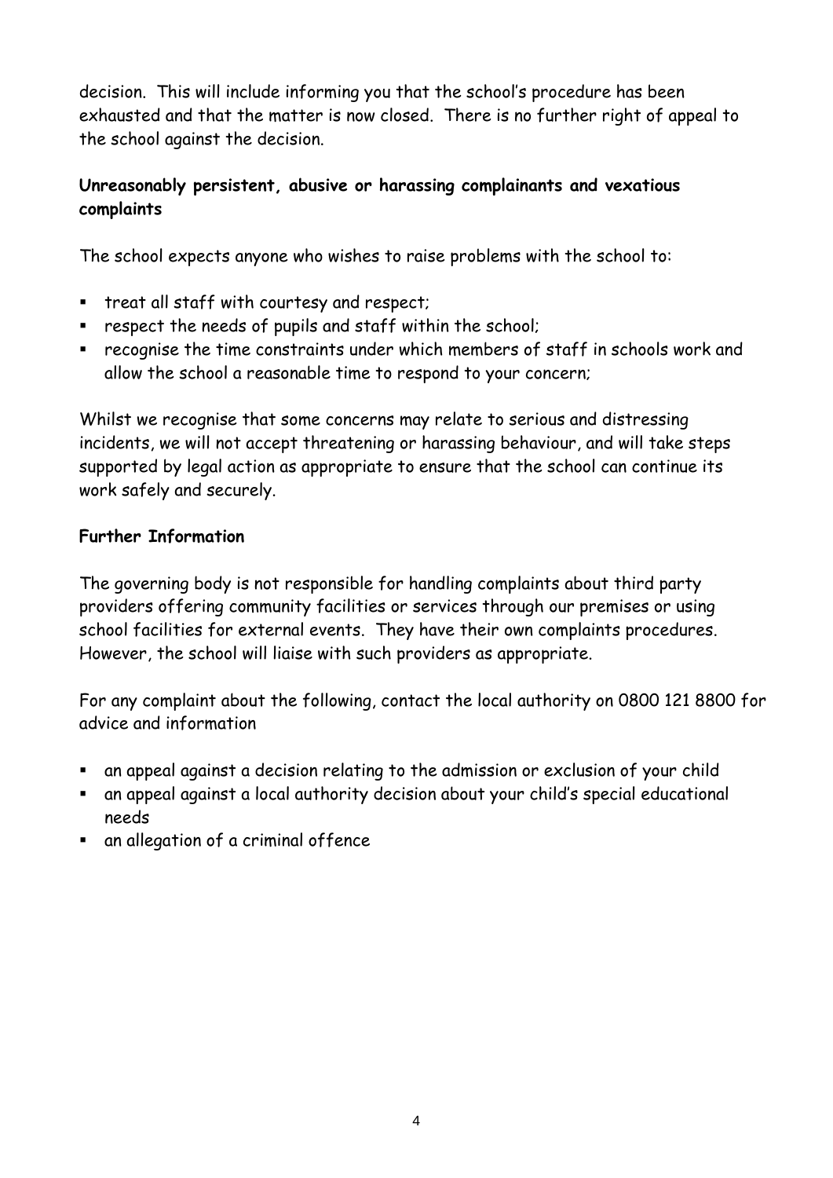decision. This will include informing you that the school's procedure has been exhausted and that the matter is now closed. There is no further right of appeal to the school against the decision.

**Unreasonably persistent, abusive or harassing complainants and vexatious complaints**

The school expects anyone who wishes to raise problems with the school to:

- treat all staff with courtesy and respect;
- respect the needs of pupils and staff within the school;
- recognise the time constraints under which members of staff in schools work and allow the school a reasonable time to respond to your concern;

Whilst we recognise that some concerns may relate to serious and distressing incidents, we will not accept threatening or harassing behaviour, and will take steps supported by legal action as appropriate to ensure that the school can continue its work safely and securely.

**Further Information**

The governing body is not responsible for handling complaints about third party providers offering community facilities or services through our premises or using school facilities for external events. They have their own complaints procedures. However, the school will liaise with such providers as appropriate.

For any complaint about the following, contact the local authority on 0800 121 8800 for advice and information

- an appeal against a decision relating to the admission or exclusion of your child
- an appeal against a local authority decision about your child's special educational needs
- an allegation of a criminal offence